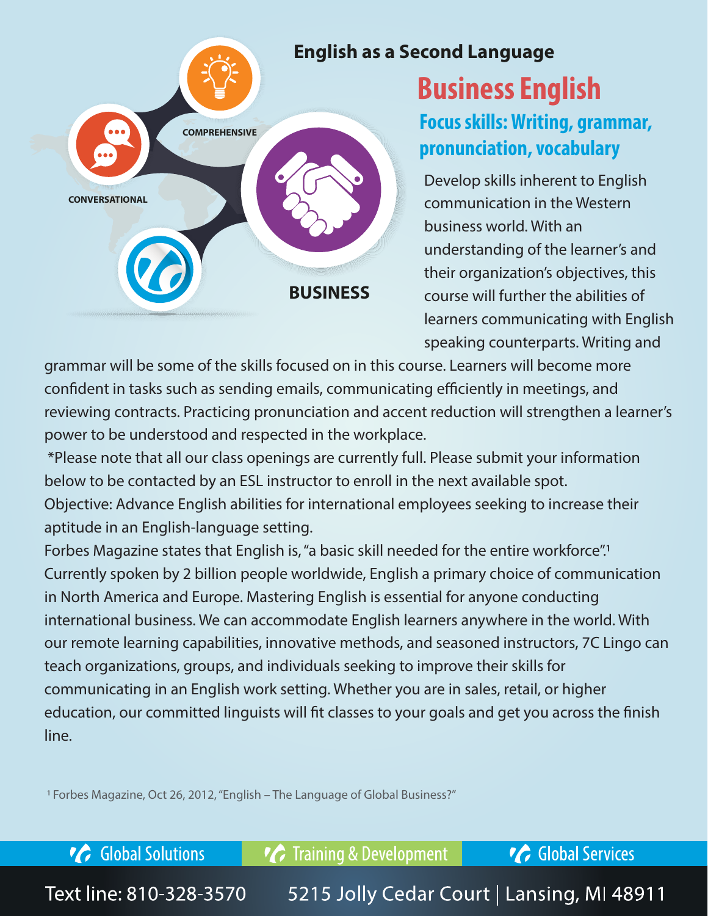## English as a Second Language

# Business English

### Focus skills: Writing, grammar, pronunciation, vocabulary

COMPREHENSIVE

CONVERSATIONAL

BUSINESS

Develop skills inherent to English communication in the Western business world. With an understanding of the learner's and their organization's objectives, this course will further the abilities of learners communicating with English speaking counterparts. Writing and grammar will be some of the skills focused on in this course. Learners will become more confident in tasks such as sending emails, communicating efficiently in meetings, and reviewing contracts. Practicing pronunciation and accent reduction will strengthen a learner's power to be understood and respected in the workplace.

*Please note that all our class openings are currently full. Please submit your information below to be contacted by an ESL instructor to enroll in the next available spot.

Objective: Advance English abilities for international employees seeking to increase their aptitude in an English-language setting.

Forbes Magazine states that English is, "a basic skill needed for the entire workforce".[1] Currently spoken by 2 billion people worldwide, English a primary choice of communication in North America and Europe. Mastering English is essential for anyone conducting international business. We can accommodate English learners anywhere in the world. With our remote learning capabilities, innovative methods, and seasoned instructors, 7C Lingo can teach organizations, groups, and individuals seeking to improve their skills for communicating in an English work setting. Whether you are in sales, retail, or higher education, our committed linguists will fit classes to your goals and get you across the finish line.

[1] Forbes Magazine, Oct 26, 2012, "English – The Language of Global Business?"

Global Solutions | Training & Development | Global Services

Text line: 810-328-3570 5215 Jolly Cedar Court | Lansing, MI 48911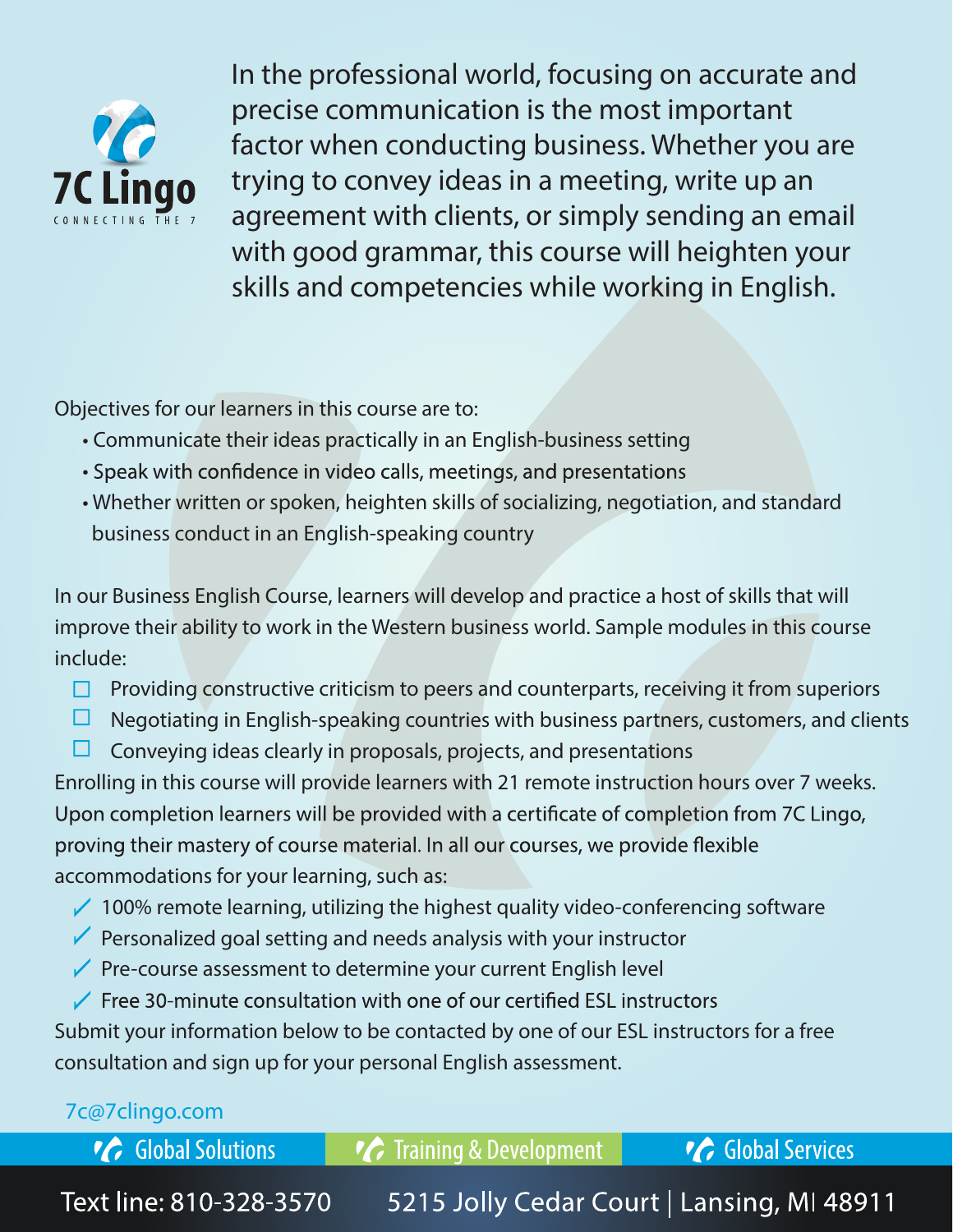7C Lingo

CONNECTING THE 7

In the professional world, focusing on accurate and precise communication is the most important factor when conducting business. Whether you are trying to convey ideas in a meeting, write up an agreement with clients, or simply sending an email with good grammar, this course will heighten your skills and competencies while working in English.

Objectives for our learners in this course are to:

- Communicate their ideas practically in an English-business setting
- Speak with confidence in video calls, meetings, and presentations
- Whether written or spoken, heighten skills of socializing, negotiation, and standard business conduct in an English-speaking country

In our Business English Course, learners will develop and practice a host of skills that will improve their ability to work in the Western business world. Sample modules in this course include:

- ☐ Providing constructive criticism to peers and counterparts, receiving it from superiors
- ☐ Negotiating in English-speaking countries with business partners, customers, and clients
- ☐ Conveying ideas clearly in proposals, projects, and presentations

Enrolling in this course will provide learners with 21 remote instruction hours over 7 weeks. Upon completion learners will be provided with a certificate of completion from 7C Lingo, proving their mastery of course material. In all our courses, we provide flexible accommodations for your learning, such as:

- ✓ 100% remote learning, utilizing the highest quality video-conferencing software
- ✓ Personalized goal setting and needs analysis with your instructor
- ✓ Pre-course assessment to determine your current English level
- ✓ Free 30-minute consultation with one of our certified ESL instructors

Submit your information below to be contacted by one of our ESL instructors for a free consultation and sign up for your personal English assessment.

7c@7clingo.com

Global Solutions | Training & Development | Global Services

Text line: 810-328-3570 | 5215 Jolly Cedar Court | Lansing, MI 48911